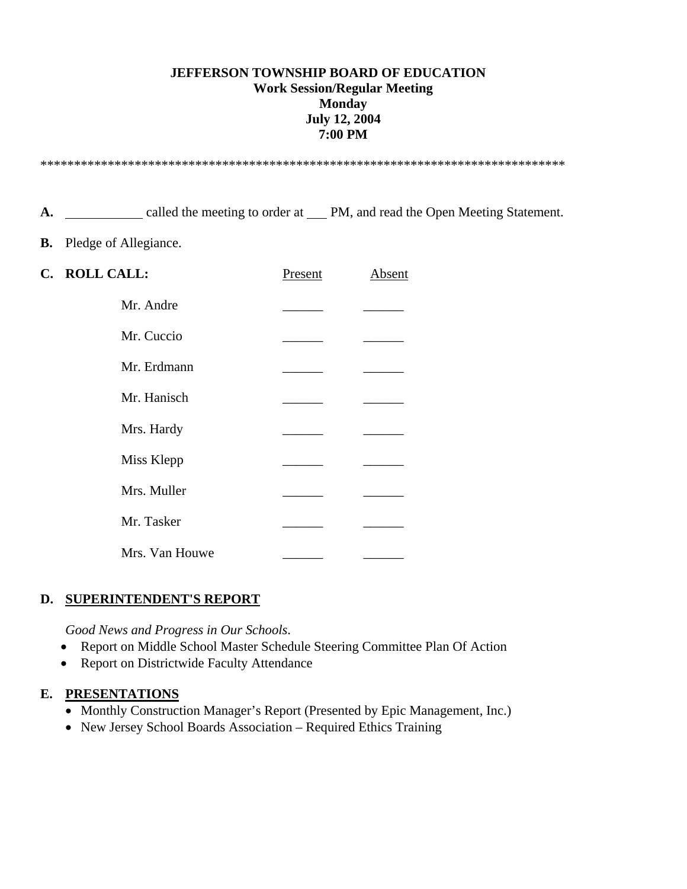**JEFFERSON TOWNSHIP BOARD OF EDUCATION**
**Work Session/Regular Meeting**
**Monday**
**July 12, 2004**
**7:00 PM**

********************************************************************************

**A.** ____________ called the meeting to order at ___ PM, and read the Open Meeting Statement.

**B.** Pledge of Allegiance.

**C. ROLL CALL:**

| | Present | Absent |
|---|---|---|
| Mr. Andre | ______ | ______ |
| Mr. Cuccio | ______ | ______ |
| Mr. Erdmann | ______ | ______ |
| Mr. Hanisch | ______ | ______ |
| Mrs. Hardy | ______ | ______ |
| Miss Klepp | ______ | ______ |
| Mrs. Muller | ______ | ______ |
| Mr. Tasker | ______ | ______ |
| Mrs. Van Houwe | ______ | ______ |

**D. SUPERINTENDENT'S REPORT**

*Good News and Progress in Our Schools*.

- Report on Middle School Master Schedule Steering Committee Plan Of Action
- Report on Districtwide Faculty Attendance

**E. PRESENTATIONS**

- Monthly Construction Manager's Report (Presented by Epic Management, Inc.)
- New Jersey School Boards Association – Required Ethics Training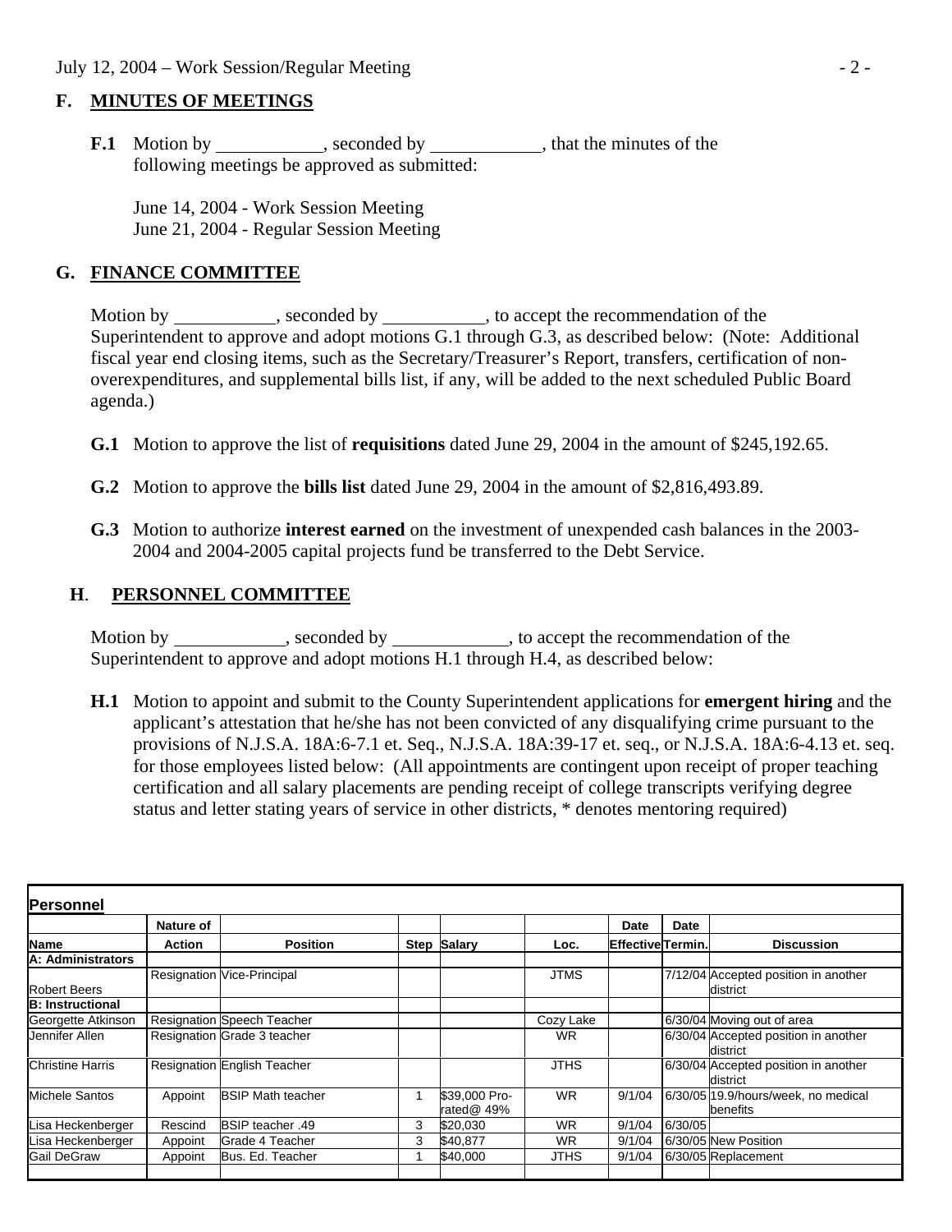## F. MINUTES OF MEETINGS

**F.1** Motion by \_\_\_\_\_\_\_\_\_\_\_, seconded by \_\_\_\_\_\_\_\_\_\_\_, that the minutes of the following meetings be approved as submitted:

June 14, 2004 - Work Session Meeting
June 21, 2004 - Regular Session Meeting

## G. FINANCE COMMITTEE

Motion by \_\_\_\_\_\_\_\_\_\_\_, seconded by \_\_\_\_\_\_\_\_\_\_\_, to accept the recommendation of the Superintendent to approve and adopt motions G.1 through G.3, as described below: (Note: Additional fiscal year end closing items, such as the Secretary/Treasurer's Report, transfers, certification of non-overexpenditures, and supplemental bills list, if any, will be added to the next scheduled Public Board agenda.)

**G.1** Motion to approve the list of **requisitions** dated June 29, 2004 in the amount of $245,192.65.

**G.2** Motion to approve the **bills list** dated June 29, 2004 in the amount of $2,816,493.89.

**G.3** Motion to authorize **interest earned** on the investment of unexpended cash balances in the 2003-2004 and 2004-2005 capital projects fund be transferred to the Debt Service.

## H. PERSONNEL COMMITTEE

Motion by \_\_\_\_\_\_\_\_\_\_\_\_, seconded by \_\_\_\_\_\_\_\_\_\_\_\_, to accept the recommendation of the Superintendent to approve and adopt motions H.1 through H.4, as described below:

**H.1** Motion to appoint and submit to the County Superintendent applications for **emergent hiring** and the applicant's attestation that he/she has not been convicted of any disqualifying crime pursuant to the provisions of N.J.S.A. 18A:6-7.1 et. Seq., N.J.S.A. 18A:39-17 et. seq., or N.J.S.A. 18A:6-4.13 et. seq. for those employees listed below: (All appointments are contingent upon receipt of proper teaching certification and all salary placements are pending receipt of college transcripts verifying degree status and letter stating years of service in other districts, * denotes mentoring required)

**Personnel**

| Name | Nature of Action | Position | Step | Salary | Loc. | Date Effective | Date Termin. | Discussion |
|---|---|---|---|---|---|---|---|---|
| **A: Administrators** | | | | | | | | |
| Robert Beers | Resignation | Vice-Principal | | | JTMS | | 7/12/04 | Accepted position in another district |
| **B: Instructional** | | | | | | | | |
| Georgette Atkinson | Resignation | Speech Teacher | | | Cozy Lake | | 6/30/04 | Moving out of area |
| Jennifer Allen | Resignation | Grade 3 teacher | | | WR | | 6/30/04 | Accepted position in another district |
| Christine Harris | Resignation | English Teacher | | | JTHS | | 6/30/04 | Accepted position in another district |
| Michele Santos | Appoint | BSIP Math teacher | 1 | $39,000 Pro-rated@ 49% | WR | 9/1/04 | 6/30/05 | 19.9/hours/week, no medical benefits |
| Lisa Heckenberger | Rescind | BSIP teacher .49 | 3 | $20,030 | WR | 9/1/04 | 6/30/05 | |
| Lisa Heckenberger | Appoint | Grade 4 Teacher | 3 | $40,877 | WR | 9/1/04 | 6/30/05 | New Position |
| Gail DeGraw | Appoint | Bus. Ed. Teacher | 1 | $40,000 | JTHS | 9/1/04 | 6/30/05 | Replacement |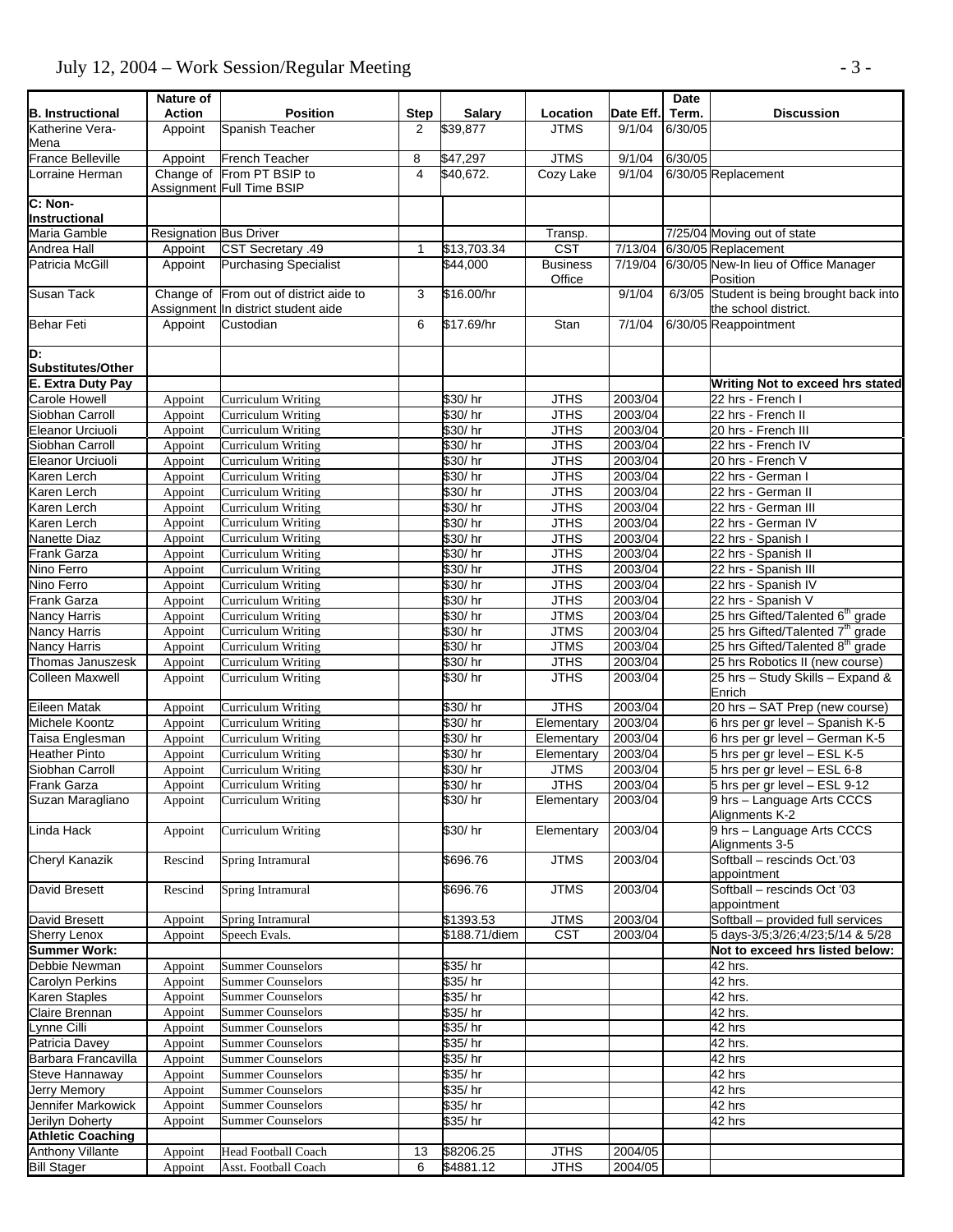| B. Instructional | Nature of Action | Position | Step | Salary | Location | Date Eff. | Date Term. | Discussion |
|---|---|---|---|---|---|---|---|---|
| Katherine Vera-Mena | Appoint | Spanish Teacher | 2 | $39,877 | JTMS | 9/1/04 | 6/30/05 | |
| France Belleville | Appoint | French Teacher | 8 | $47,297 | JTMS | 9/1/04 | 6/30/05 | |
| Lorraine Herman | Change of Assignment | From PT BSIP to Full Time BSIP | 4 | $40,672. | Cozy Lake | 9/1/04 | 6/30/05 | Replacement |
| **C: Non-Instructional** | | | | | | | | |
| Maria Gamble | Resignation | Bus Driver | | | Transp. | | 7/25/04 | Moving out of state |
| Andrea Hall | Appoint | CST Secretary .49 | 1 | $13,703.34 | CST | 7/13/04 | 6/30/05 | Replacement |
| Patricia McGill | Appoint | Purchasing Specialist | | $44,000 | Business Office | 7/19/04 | 6/30/05 | New-In lieu of Office Manager Position |
| Susan Tack | Change of Assignment | From out of district aide to In district student aide | 3 | $16.00/hr | | 9/1/04 | 6/3/05 | Student is being brought back into the school district. |
| Behar Feti | Appoint | Custodian | 6 | $17.69/hr | Stan | 7/1/04 | 6/30/05 | Reappointment |
| **D: Substitutes/Other** | | | | | | | | |
| **E. Extra Duty Pay** | | | | | | | | **Writing Not to exceed hrs stated** |
| Carole Howell | Appoint | Curriculum Writing | | $30/ hr | JTHS | 2003/04 | | 22 hrs - French I |
| Siobhan Carroll | Appoint | Curriculum Writing | | $30/ hr | JTHS | 2003/04 | | 22 hrs - French II |
| Eleanor Urciuoli | Appoint | Curriculum Writing | | $30/ hr | JTHS | 2003/04 | | 20 hrs - French III |
| Siobhan Carroll | Appoint | Curriculum Writing | | $30/ hr | JTHS | 2003/04 | | 22 hrs - French IV |
| Eleanor Urciuoli | Appoint | Curriculum Writing | | $30/ hr | JTHS | 2003/04 | | 20 hrs - French V |
| Karen Lerch | Appoint | Curriculum Writing | | $30/ hr | JTHS | 2003/04 | | 22 hrs - German I |
| Karen Lerch | Appoint | Curriculum Writing | | $30/ hr | JTHS | 2003/04 | | 22 hrs - German II |
| Karen Lerch | Appoint | Curriculum Writing | | $30/ hr | JTHS | 2003/04 | | 22 hrs - German III |
| Karen Lerch | Appoint | Curriculum Writing | | $30/ hr | JTHS | 2003/04 | | 22 hrs - German IV |
| Nanette Diaz | Appoint | Curriculum Writing | | $30/ hr | JTHS | 2003/04 | | 22 hrs - Spanish I |
| Frank Garza | Appoint | Curriculum Writing | | $30/ hr | JTHS | 2003/04 | | 22 hrs - Spanish II |
| Nino Ferro | Appoint | Curriculum Writing | | $30/ hr | JTHS | 2003/04 | | 22 hrs - Spanish III |
| Nino Ferro | Appoint | Curriculum Writing | | $30/ hr | JTHS | 2003/04 | | 22 hrs - Spanish IV |
| Frank Garza | Appoint | Curriculum Writing | | $30/ hr | JTHS | 2003/04 | | 22 hrs - Spanish V |
| Nancy Harris | Appoint | Curriculum Writing | | $30/ hr | JTMS | 2003/04 | | 25 hrs Gifted/Talented 6th grade |
| Nancy Harris | Appoint | Curriculum Writing | | $30/ hr | JTMS | 2003/04 | | 25 hrs Gifted/Talented 7th grade |
| Nancy Harris | Appoint | Curriculum Writing | | $30/ hr | JTMS | 2003/04 | | 25 hrs Gifted/Talented 8th grade |
| Thomas Januszesk | Appoint | Curriculum Writing | | $30/ hr | JTHS | 2003/04 | | 25 hrs Robotics II (new course) |
| Colleen Maxwell | Appoint | Curriculum Writing | | $30/ hr | JTHS | 2003/04 | | 25 hrs – Study Skills – Expand & Enrich |
| Eileen Matak | Appoint | Curriculum Writing | | $30/ hr | JTHS | 2003/04 | | 20 hrs – SAT Prep (new course) |
| Michele Koontz | Appoint | Curriculum Writing | | $30/ hr | Elementary | 2003/04 | | 6 hrs per gr level – Spanish K-5 |
| Taisa Englesman | Appoint | Curriculum Writing | | $30/ hr | Elementary | 2003/04 | | 6 hrs per gr level – German K-5 |
| Heather Pinto | Appoint | Curriculum Writing | | $30/ hr | Elementary | 2003/04 | | 5 hrs per gr level – ESL K-5 |
| Siobhan Carroll | Appoint | Curriculum Writing | | $30/ hr | JTMS | 2003/04 | | 5 hrs per gr level – ESL 6-8 |
| Frank Garza | Appoint | Curriculum Writing | | $30/ hr | JTHS | 2003/04 | | 5 hrs per gr level – ESL 9-12 |
| Suzan Maragliano | Appoint | Curriculum Writing | | $30/ hr | Elementary | 2003/04 | | 9 hrs – Language Arts CCCS Alignments K-2 |
| Linda Hack | Appoint | Curriculum Writing | | $30/ hr | Elementary | 2003/04 | | 9 hrs – Language Arts CCCS Alignments 3-5 |
| Cheryl Kanazik | Rescind | Spring Intramural | | $696.76 | JTMS | 2003/04 | | Softball – rescinds Oct.'03 appointment |
| David Bresett | Rescind | Spring Intramural | | $696.76 | JTMS | 2003/04 | | Softball – rescinds Oct '03 appointment |
| David Bresett | Appoint | Spring Intramural | | $1393.53 | JTMS | 2003/04 | | Softball – provided full services |
| Sherry Lenox | Appoint | Speech Evals. | | $188.71/diem | CST | 2003/04 | | 5 days-3/5;3/26;4/23;5/14 & 5/28 |
| **Summer Work:** | | | | | | | | **Not to exceed hrs listed below:** |
| Debbie Newman | Appoint | Summer Counselors | | $35/ hr | | | | 42 hrs. |
| Carolyn Perkins | Appoint | Summer Counselors | | $35/ hr | | | | 42 hrs. |
| Karen Staples | Appoint | Summer Counselors | | $35/ hr | | | | 42 hrs. |
| Claire Brennan | Appoint | Summer Counselors | | $35/ hr | | | | 42 hrs. |
| Lynne Cilli | Appoint | Summer Counselors | | $35/ hr | | | | 42 hrs |
| Patricia Davey | Appoint | Summer Counselors | | $35/ hr | | | | 42 hrs. |
| Barbara Francavilla | Appoint | Summer Counselors | | $35/ hr | | | | 42 hrs |
| Steve Hannaway | Appoint | Summer Counselors | | $35/ hr | | | | 42 hrs |
| Jerry Memory | Appoint | Summer Counselors | | $35/ hr | | | | 42 hrs |
| Jennifer Markowick | Appoint | Summer Counselors | | $35/ hr | | | | 42 hrs |
| Jerilyn Doherty | Appoint | Summer Counselors | | $35/ hr | | | | 42 hrs |
| **Athletic Coaching** | | | | | | | | |
| Anthony Villante | Appoint | Head Football Coach | 13 | $8206.25 | JTHS | 2004/05 | | |
| Bill Stager | Appoint | Asst. Football Coach | 6 | $4881.12 | JTHS | 2004/05 | | |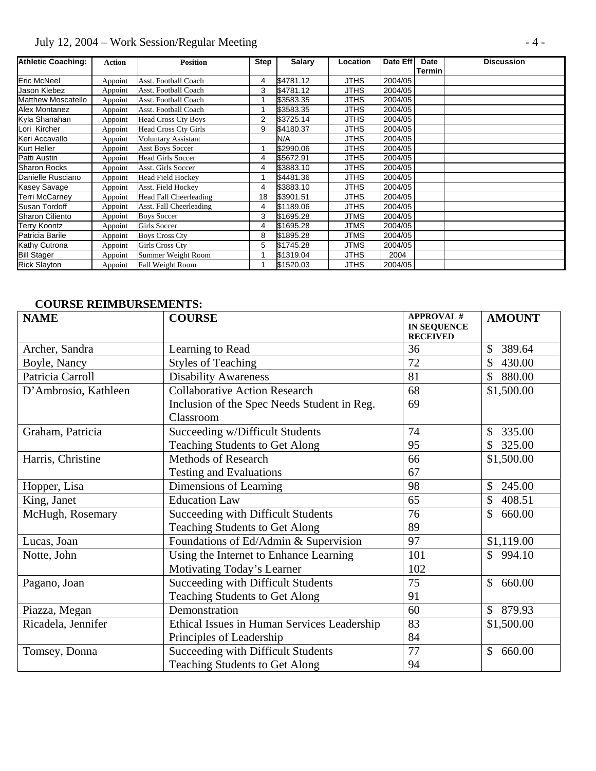| Athletic Coaching: | Action | Position | Step | Salary | Location | Date Eff | Date Termin | Discussion |
|---|---|---|---|---|---|---|---|---|
| Eric McNeel | Appoint | Asst. Football Coach | 4 | $4781.12 | JTHS | 2004/05 | | |
| Jason Klebez | Appoint | Asst. Football Coach | 3 | $4781.12 | JTHS | 2004/05 | | |
| Matthew Moscatello | Appoint | Asst. Football Coach | 1 | $3583.35 | JTHS | 2004/05 | | |
| Alex Montanez | Appoint | Asst. Football Coach | 1 | $3583.35 | JTHS | 2004/05 | | |
| Kyla Shanahan | Appoint | Head Cross Cty Boys | 2 | $3725.14 | JTHS | 2004/05 | | |
| Lori Kircher | Appoint | Head Cross Cty Girls | 9 | $4180.37 | JTHS | 2004/05 | | |
| Keri Accavallo | Appoint | Voluntary Assistant | | N/A | JTHS | 2004/05 | | |
| Kurt Heller | Appoint | Asst Boys Soccer | 1 | $2990.06 | JTHS | 2004/05 | | |
| Patti Austin | Appoint | Head Girls Soccer | 4 | $5672.91 | JTHS | 2004/05 | | |
| Sharon Rocks | Appoint | Asst. Girls Soccer | 4 | $3883.10 | JTHS | 2004/05 | | |
| Danielle Rusciano | Appoint | Head Field Hockey | 1 | $4481.36 | JTHS | 2004/05 | | |
| Kasey Savage | Appoint | Asst. Field Hockey | 4 | $3883.10 | JTHS | 2004/05 | | |
| Terri McCarney | Appoint | Head Fall Cheerleading | 18 | $3901.51 | JTHS | 2004/05 | | |
| Susan Tordoff | Appoint | Asst. Fall Cheerleading | 4 | $1189.06 | JTHS | 2004/05 | | |
| Sharon Ciliento | Appoint | Boys Soccer | 3 | $1695.28 | JTMS | 2004/05 | | |
| Terry Koontz | Appoint | Girls Soccer | 4 | $1695.28 | JTMS | 2004/05 | | |
| Patricia Barile | Appoint | Boys Cross Cty | 8 | $1895.28 | JTMS | 2004/05 | | |
| Kathy Cutrona | Appoint | Girls Cross Cty | 5 | $1745.28 | JTMS | 2004/05 | | |
| Bill Stager | Appoint | Summer Weight Room | 1 | $1319.04 | JTHS | 2004 | | |
| Rick Slayton | Appoint | Fall Weight Room | 1 | $1520.03 | JTHS | 2004/05 | | |

**COURSE REIMBURSEMENTS:**

| NAME | COURSE | APPROVAL # IN SEQUENCE RECEIVED | AMOUNT |
|---|---|---|---|
| Archer, Sandra | Learning to Read | 36 | $ 389.64 |
| Boyle, Nancy | Styles of Teaching | 72 | $ 430.00 |
| Patricia Carroll | Disability Awareness | 81 | $ 880.00 |
| D'Ambrosio, Kathleen | Collaborative Action Research | 68 | $1,500.00 |
| | Inclusion of the Spec Needs Student in Reg. Classroom | 69 | |
| Graham, Patricia | Succeeding w/Difficult Students | 74 | $ 335.00 |
| | Teaching Students to Get Along | 95 | $ 325.00 |
| Harris, Christine | Methods of Research | 66 | $1,500.00 |
| | Testing and Evaluations | 67 | |
| Hopper, Lisa | Dimensions of Learning | 98 | $ 245.00 |
| King, Janet | Education Law | 65 | $ 408.51 |
| McHugh, Rosemary | Succeeding with Difficult Students | 76 | $ 660.00 |
| | Teaching Students to Get Along | 89 | |
| Lucas, Joan | Foundations of Ed/Admin & Supervision | 97 | $1,119.00 |
| Notte, John | Using the Internet to Enhance Learning | 101 | $ 994.10 |
| | Motivating Today's Learner | 102 | |
| Pagano, Joan | Succeeding with Difficult Students | 75 | $ 660.00 |
| | Teaching Students to Get Along | 91 | |
| Piazza, Megan | Demonstration | 60 | $ 879.93 |
| Ricadela, Jennifer | Ethical Issues in Human Services Leadership | 83 | $1,500.00 |
| | Principles of Leadership | 84 | |
| Tomsey, Donna | Succeeding with Difficult Students | 77 | $ 660.00 |
| | Teaching Students to Get Along | 94 | |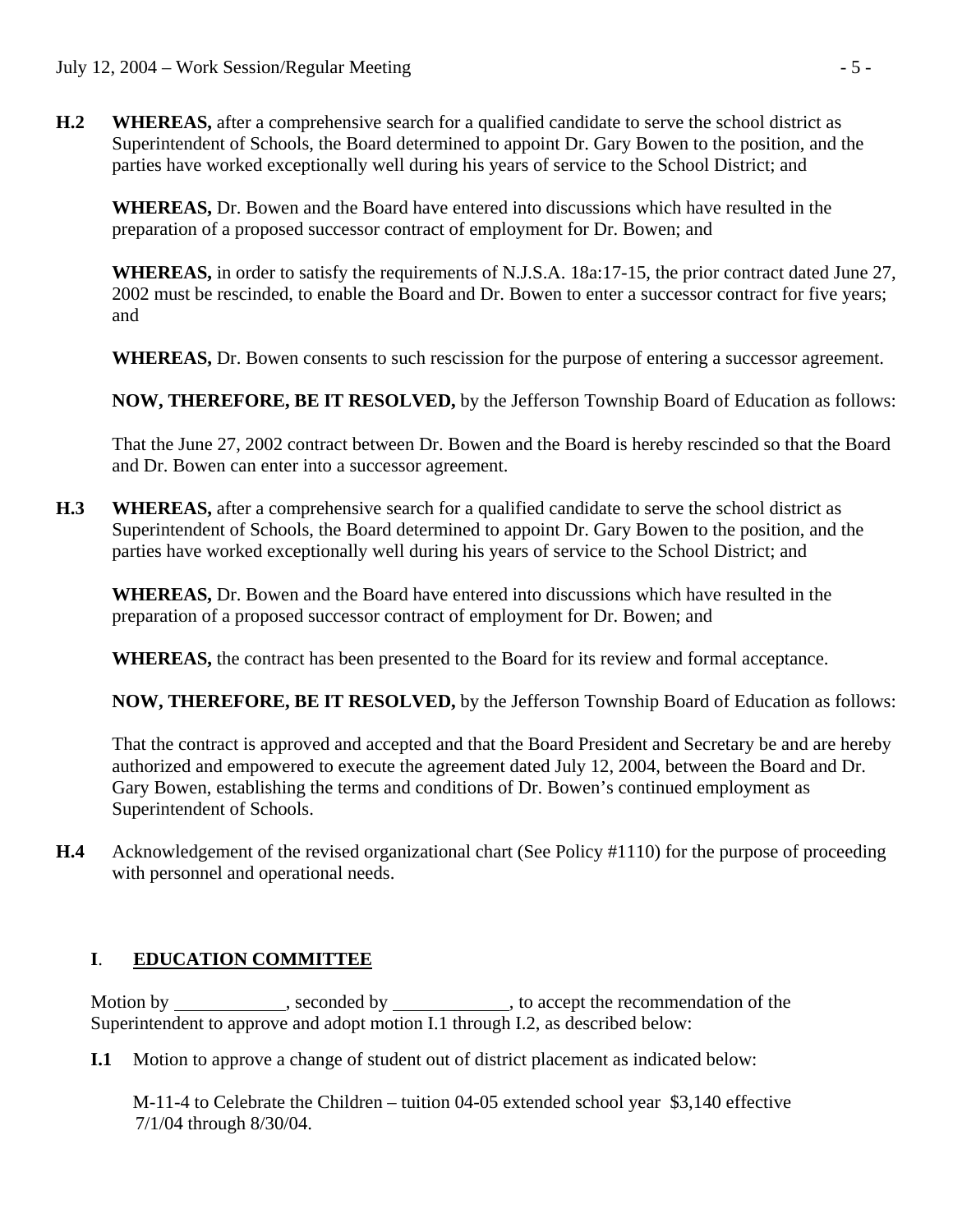**H.2** **WHEREAS,** after a comprehensive search for a qualified candidate to serve the school district as Superintendent of Schools, the Board determined to appoint Dr. Gary Bowen to the position, and the parties have worked exceptionally well during his years of service to the School District; and

**WHEREAS,** Dr. Bowen and the Board have entered into discussions which have resulted in the preparation of a proposed successor contract of employment for Dr. Bowen; and

**WHEREAS,** in order to satisfy the requirements of N.J.S.A. 18a:17-15, the prior contract dated June 27, 2002 must be rescinded, to enable the Board and Dr. Bowen to enter a successor contract for five years; and

**WHEREAS,** Dr. Bowen consents to such rescission for the purpose of entering a successor agreement.

**NOW, THEREFORE, BE IT RESOLVED,** by the Jefferson Township Board of Education as follows:

That the June 27, 2002 contract between Dr. Bowen and the Board is hereby rescinded so that the Board and Dr. Bowen can enter into a successor agreement.

**H.3** **WHEREAS,** after a comprehensive search for a qualified candidate to serve the school district as Superintendent of Schools, the Board determined to appoint Dr. Gary Bowen to the position, and the parties have worked exceptionally well during his years of service to the School District; and

**WHEREAS,** Dr. Bowen and the Board have entered into discussions which have resulted in the preparation of a proposed successor contract of employment for Dr. Bowen; and

**WHEREAS,** the contract has been presented to the Board for its review and formal acceptance.

**NOW, THEREFORE, BE IT RESOLVED,** by the Jefferson Township Board of Education as follows:

That the contract is approved and accepted and that the Board President and Secretary be and are hereby authorized and empowered to execute the agreement dated July 12, 2004, between the Board and Dr. Gary Bowen, establishing the terms and conditions of Dr. Bowen's continued employment as Superintendent of Schools.

**H.4** Acknowledgement of the revised organizational chart (See Policy #1110) for the purpose of proceeding with personnel and operational needs.

## I. EDUCATION COMMITTEE

Motion by \_\_\_\_\_\_\_\_\_\_\_\_, seconded by \_\_\_\_\_\_\_\_\_\_\_\_, to accept the recommendation of the Superintendent to approve and adopt motion I.1 through I.2, as described below:

**I.1** Motion to approve a change of student out of district placement as indicated below:

M-11-4 to Celebrate the Children – tuition 04-05 extended school year $3,140 effective 7/1/04 through 8/30/04.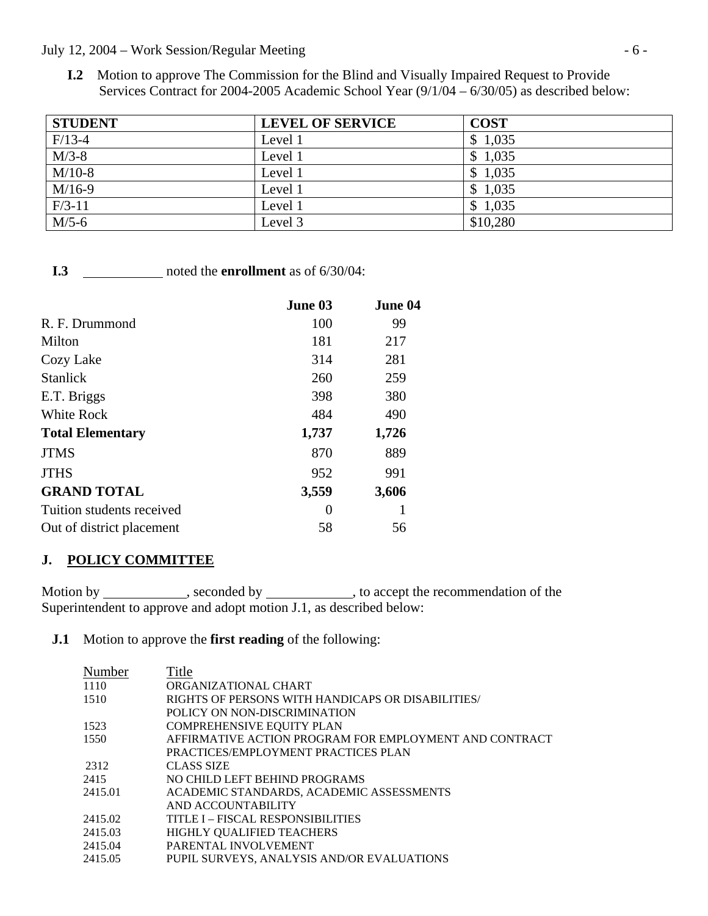**I.2** Motion to approve The Commission for the Blind and Visually Impaired Request to Provide Services Contract for 2004-2005 Academic School Year (9/1/04 – 6/30/05) as described below:

| STUDENT | LEVEL OF SERVICE | COST |
|---|---|---|
| F/13-4 | Level 1 | $ 1,035 |
| M/3-8 | Level 1 | $ 1,035 |
| M/10-8 | Level 1 | $ 1,035 |
| M/16-9 | Level 1 | $ 1,035 |
| F/3-11 | Level 1 | $ 1,035 |
| M/5-6 | Level 3 | $10,280 |

**I.3** ____________ noted the **enrollment** as of 6/30/04:

| | June 03 | June 04 |
|---|---|---|
| R. F. Drummond | 100 | 99 |
| Milton | 181 | 217 |
| Cozy Lake | 314 | 281 |
| Stanlick | 260 | 259 |
| E.T. Briggs | 398 | 380 |
| White Rock | 484 | 490 |
| **Total Elementary** | **1,737** | **1,726** |
| JTMS | 870 | 889 |
| JTHS | 952 | 991 |
| **GRAND TOTAL** | **3,559** | **3,606** |
| Tuition students received | 0 | 1 |
| Out of district placement | 58 | 56 |

## J. POLICY COMMITTEE

Motion by ____________, seconded by ____________, to accept the recommendation of the Superintendent to approve and adopt motion J.1, as described below:

**J.1** Motion to approve the **first reading** of the following:

| Number | Title |
|---|---|
| 1110 | ORGANIZATIONAL CHART |
| 1510 | RIGHTS OF PERSONS WITH HANDICAPS OR DISABILITIES/ POLICY ON NON-DISCRIMINATION |
| 1523 | COMPREHENSIVE EQUITY PLAN |
| 1550 | AFFIRMATIVE ACTION PROGRAM FOR EMPLOYMENT AND CONTRACT PRACTICES/EMPLOYMENT PRACTICES PLAN |
| 2312 | CLASS SIZE |
| 2415 | NO CHILD LEFT BEHIND PROGRAMS |
| 2415.01 | ACADEMIC STANDARDS, ACADEMIC ASSESSMENTS AND ACCOUNTABILITY |
| 2415.02 | TITLE I – FISCAL RESPONSIBILITIES |
| 2415.03 | HIGHLY QUALIFIED TEACHERS |
| 2415.04 | PARENTAL INVOLVEMENT |
| 2415.05 | PUPIL SURVEYS, ANALYSIS AND/OR EVALUATIONS |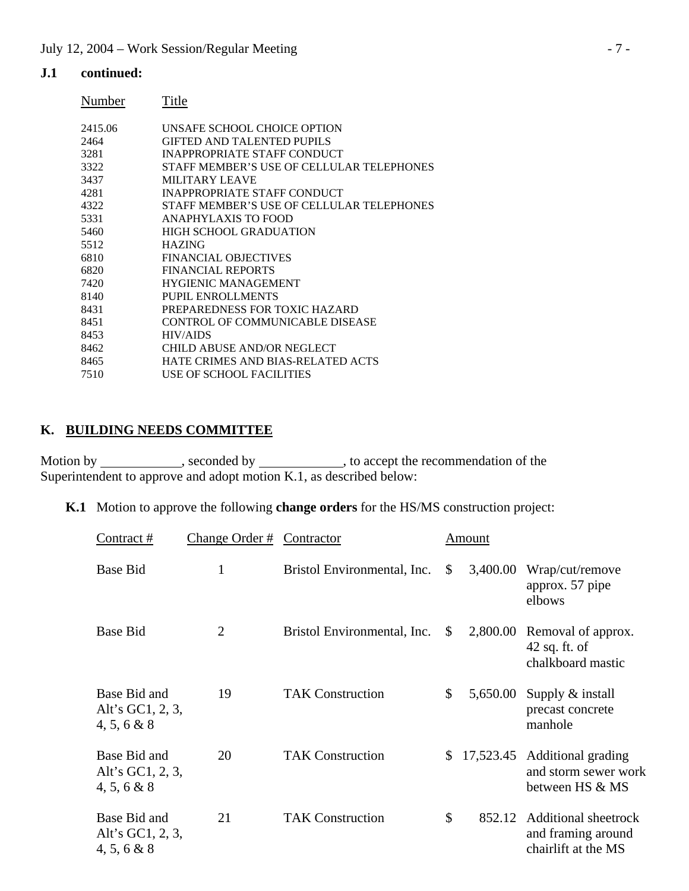**J.1 continued:**

| Number | Title |
|---|---|
| 2415.06 | UNSAFE SCHOOL CHOICE OPTION |
| 2464 | GIFTED AND TALENTED PUPILS |
| 3281 | INAPPROPRIATE STAFF CONDUCT |
| 3322 | STAFF MEMBER'S USE OF CELLULAR TELEPHONES |
| 3437 | MILITARY LEAVE |
| 4281 | INAPPROPRIATE STAFF CONDUCT |
| 4322 | STAFF MEMBER'S USE OF CELLULAR TELEPHONES |
| 5331 | ANAPHYLAXIS TO FOOD |
| 5460 | HIGH SCHOOL GRADUATION |
| 5512 | HAZING |
| 6810 | FINANCIAL OBJECTIVES |
| 6820 | FINANCIAL REPORTS |
| 7420 | HYGIENIC MANAGEMENT |
| 8140 | PUPIL ENROLLMENTS |
| 8431 | PREPAREDNESS FOR TOXIC HAZARD |
| 8451 | CONTROL OF COMMUNICABLE DISEASE |
| 8453 | HIV/AIDS |
| 8462 | CHILD ABUSE AND/OR NEGLECT |
| 8465 | HATE CRIMES AND BIAS-RELATED ACTS |
| 7510 | USE OF SCHOOL FACILITIES |

## K. BUILDING NEEDS COMMITTEE

Motion by ____________, seconded by ____________, to accept the recommendation of the Superintendent to approve and adopt motion K.1, as described below:

**K.1** Motion to approve the following **change orders** for the HS/MS construction project:

| Contract # | Change Order # | Contractor | Amount | |
|---|---|---|---|---|
| Base Bid | 1 | Bristol Environmental, Inc. | $ 3,400.00 | Wrap/cut/remove approx. 57 pipe elbows |
| Base Bid | 2 | Bristol Environmental, Inc. | $ 2,800.00 | Removal of approx. 42 sq. ft. of chalkboard mastic |
| Base Bid and Alt's GC1, 2, 3, 4, 5, 6 & 8 | 19 | TAK Construction | $ 5,650.00 | Supply & install precast concrete manhole |
| Base Bid and Alt's GC1, 2, 3, 4, 5, 6 & 8 | 20 | TAK Construction | $ 17,523.45 | Additional grading and storm sewer work between HS & MS |
| Base Bid and Alt's GC1, 2, 3, 4, 5, 6 & 8 | 21 | TAK Construction | $ 852.12 | Additional sheetrock and framing around chairlift at the MS |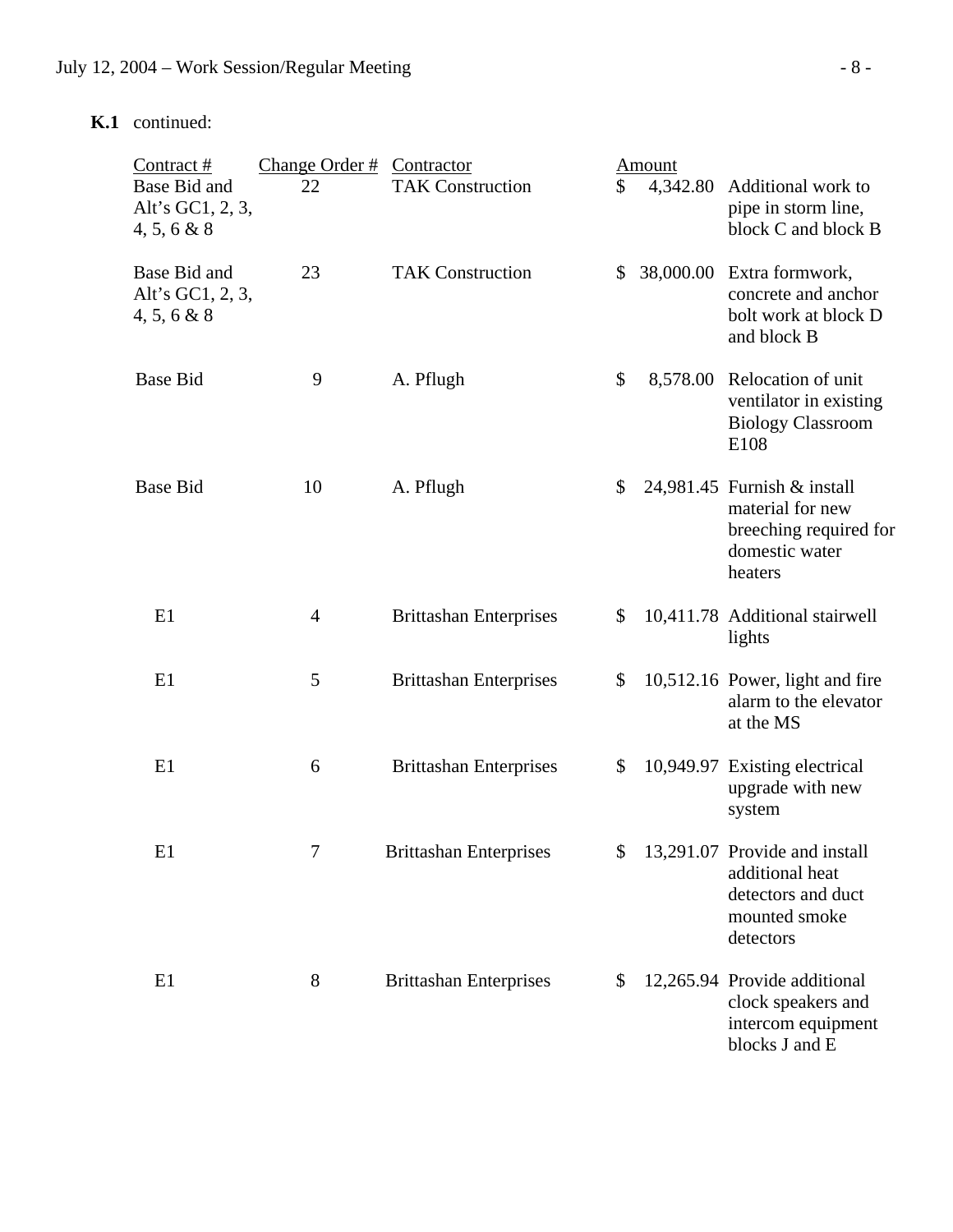**K.1** continued:

| Contract # | Change Order # | Contractor | Amount | |
|---|---|---|---|---|
| Base Bid and Alt's GC1, 2, 3, 4, 5, 6 & 8 | 22 | TAK Construction | $ 4,342.80 | Additional work to pipe in storm line, block C and block B |
| Base Bid and Alt's GC1, 2, 3, 4, 5, 6 & 8 | 23 | TAK Construction | $ 38,000.00 | Extra formwork, concrete and anchor bolt work at block D and block B |
| Base Bid | 9 | A. Pflugh | $ 8,578.00 | Relocation of unit ventilator in existing Biology Classroom E108 |
| Base Bid | 10 | A. Pflugh | $ 24,981.45 | Furnish & install material for new breeching required for domestic water heaters |
| E1 | 4 | Brittashan Enterprises | $ 10,411.78 | Additional stairwell lights |
| E1 | 5 | Brittashan Enterprises | $ 10,512.16 | Power, light and fire alarm to the elevator at the MS |
| E1 | 6 | Brittashan Enterprises | $ 10,949.97 | Existing electrical upgrade with new system |
| E1 | 7 | Brittashan Enterprises | $ 13,291.07 | Provide and install additional heat detectors and duct mounted smoke detectors |
| E1 | 8 | Brittashan Enterprises | $ 12,265.94 | Provide additional clock speakers and intercom equipment blocks J and E |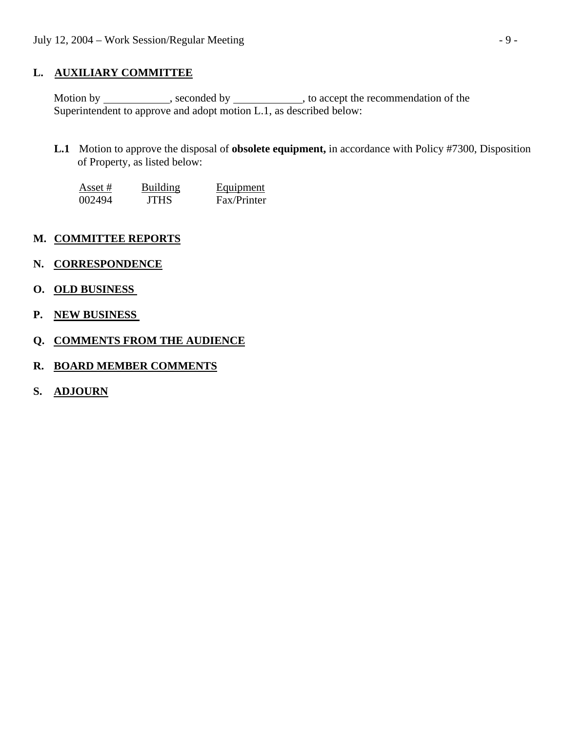## L. AUXILIARY COMMITTEE

Motion by ____________, seconded by ____________, to accept the recommendation of the Superintendent to approve and adopt motion L.1, as described below:

**L.1** Motion to approve the disposal of **obsolete equipment,** in accordance with Policy #7300, Disposition of Property, as listed below:

| Asset # | Building | Equipment |
|---|---|---|
| 002494 | JTHS | Fax/Printer |

## M. COMMITTEE REPORTS

## N. CORRESPONDENCE

## O. OLD BUSINESS

## P. NEW BUSINESS

## Q. COMMENTS FROM THE AUDIENCE

## R. BOARD MEMBER COMMENTS

## S. ADJOURN